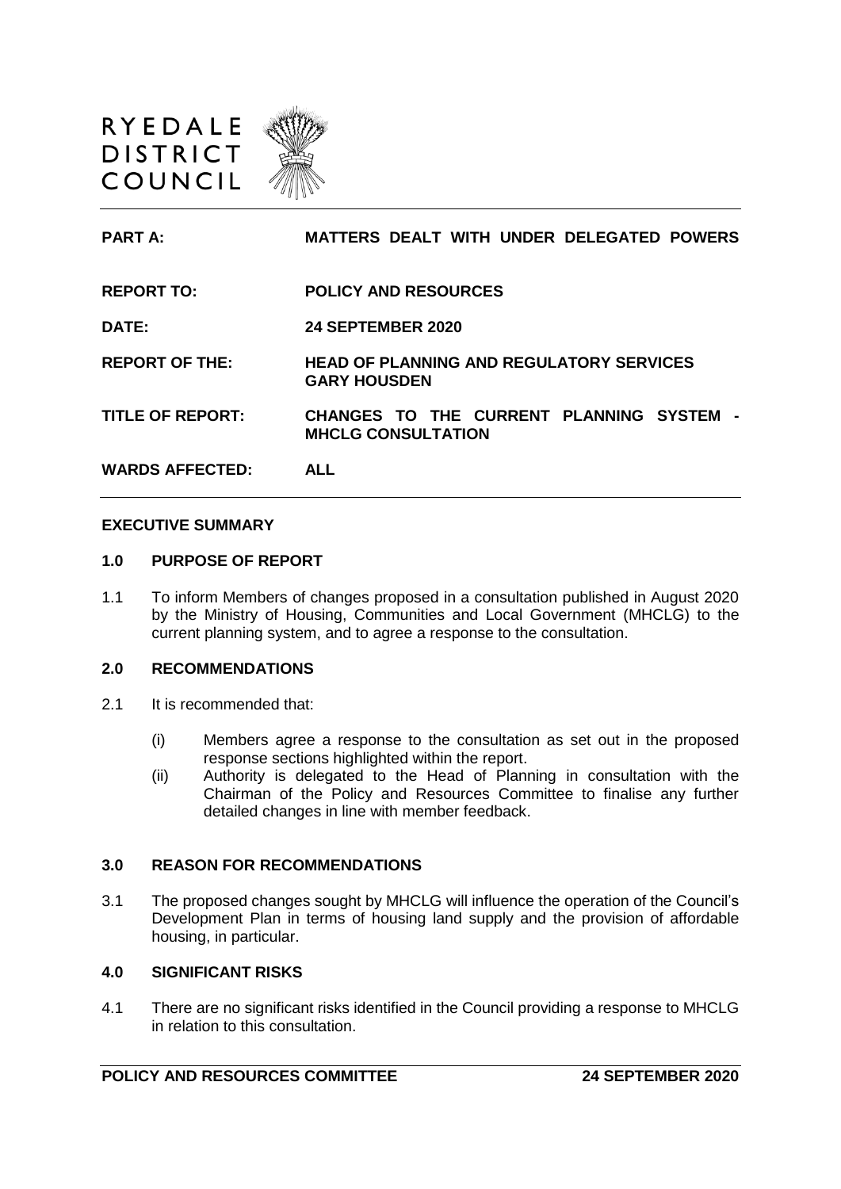RYEDALE DISTRICT COUNCIL

| | |
|---|---|
| **PART A:** | **MATTERS DEALT WITH UNDER DELEGATED POWERS** |
| **REPORT TO:** | **POLICY AND RESOURCES** |
| **DATE:** | **24 SEPTEMBER 2020** |
| **REPORT OF THE:** | **HEAD OF PLANNING AND REGULATORY SERVICES GARY HOUSDEN** |
| **TITLE OF REPORT:** | **CHANGES TO THE CURRENT PLANNING SYSTEM - MHCLG CONSULTATION** |
| **WARDS AFFECTED:** | **ALL** |

## EXECUTIVE SUMMARY

### 1.0 PURPOSE OF REPORT

1.1 To inform Members of changes proposed in a consultation published in August 2020 by the Ministry of Housing, Communities and Local Government (MHCLG) to the current planning system, and to agree a response to the consultation.

### 2.0 RECOMMENDATIONS

2.1 It is recommended that:

(i) Members agree a response to the consultation as set out in the proposed response sections highlighted within the report.

(ii) Authority is delegated to the Head of Planning in consultation with the Chairman of the Policy and Resources Committee to finalise any further detailed changes in line with member feedback.

### 3.0 REASON FOR RECOMMENDATIONS

3.1 The proposed changes sought by MHCLG will influence the operation of the Council's Development Plan in terms of housing land supply and the provision of affordable housing, in particular.

### 4.0 SIGNIFICANT RISKS

4.1 There are no significant risks identified in the Council providing a response to MHCLG in relation to this consultation.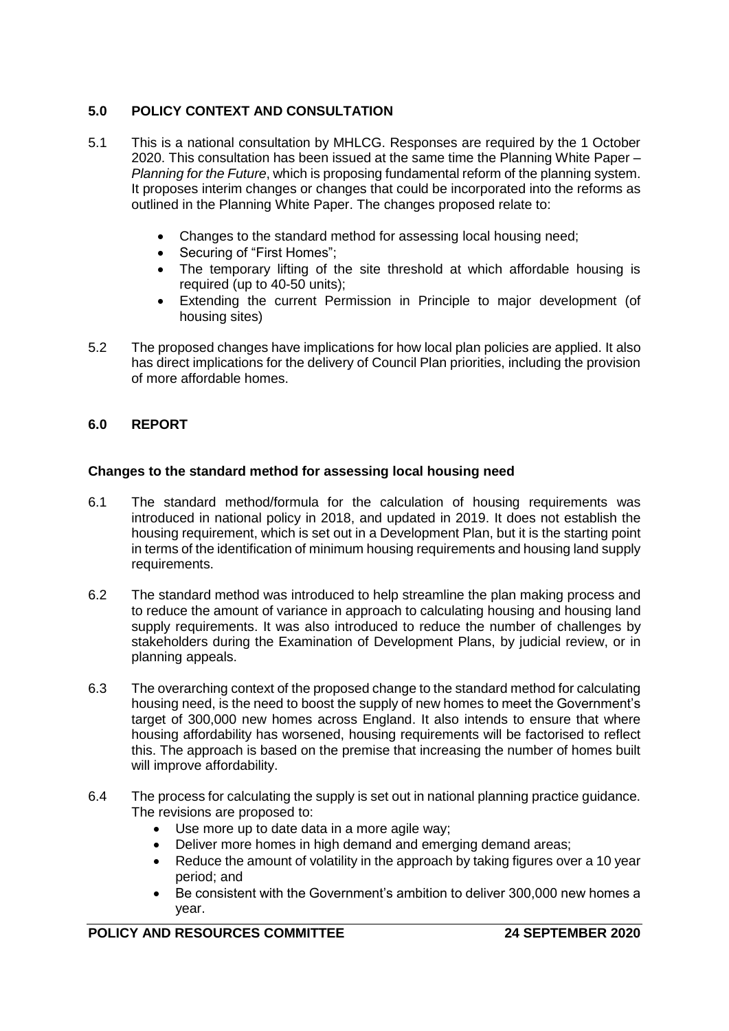## 5.0 POLICY CONTEXT AND CONSULTATION

5.1 This is a national consultation by MHLCG. Responses are required by the 1 October 2020. This consultation has been issued at the same time the Planning White Paper – *Planning for the Future*, which is proposing fundamental reform of the planning system. It proposes interim changes or changes that could be incorporated into the reforms as outlined in the Planning White Paper. The changes proposed relate to:

- Changes to the standard method for assessing local housing need;
- Securing of "First Homes";
- The temporary lifting of the site threshold at which affordable housing is required (up to 40-50 units);
- Extending the current Permission in Principle to major development (of housing sites)

5.2 The proposed changes have implications for how local plan policies are applied. It also has direct implications for the delivery of Council Plan priorities, including the provision of more affordable homes.

## 6.0 REPORT

### Changes to the standard method for assessing local housing need

6.1 The standard method/formula for the calculation of housing requirements was introduced in national policy in 2018, and updated in 2019. It does not establish the housing requirement, which is set out in a Development Plan, but it is the starting point in terms of the identification of minimum housing requirements and housing land supply requirements.

6.2 The standard method was introduced to help streamline the plan making process and to reduce the amount of variance in approach to calculating housing and housing land supply requirements. It was also introduced to reduce the number of challenges by stakeholders during the Examination of Development Plans, by judicial review, or in planning appeals.

6.3 The overarching context of the proposed change to the standard method for calculating housing need, is the need to boost the supply of new homes to meet the Government's target of 300,000 new homes across England. It also intends to ensure that where housing affordability has worsened, housing requirements will be factorised to reflect this. The approach is based on the premise that increasing the number of homes built will improve affordability.

6.4 The process for calculating the supply is set out in national planning practice guidance. The revisions are proposed to:

- Use more up to date data in a more agile way;
- Deliver more homes in high demand and emerging demand areas;
- Reduce the amount of volatility in the approach by taking figures over a 10 year period; and
- Be consistent with the Government's ambition to deliver 300,000 new homes a year.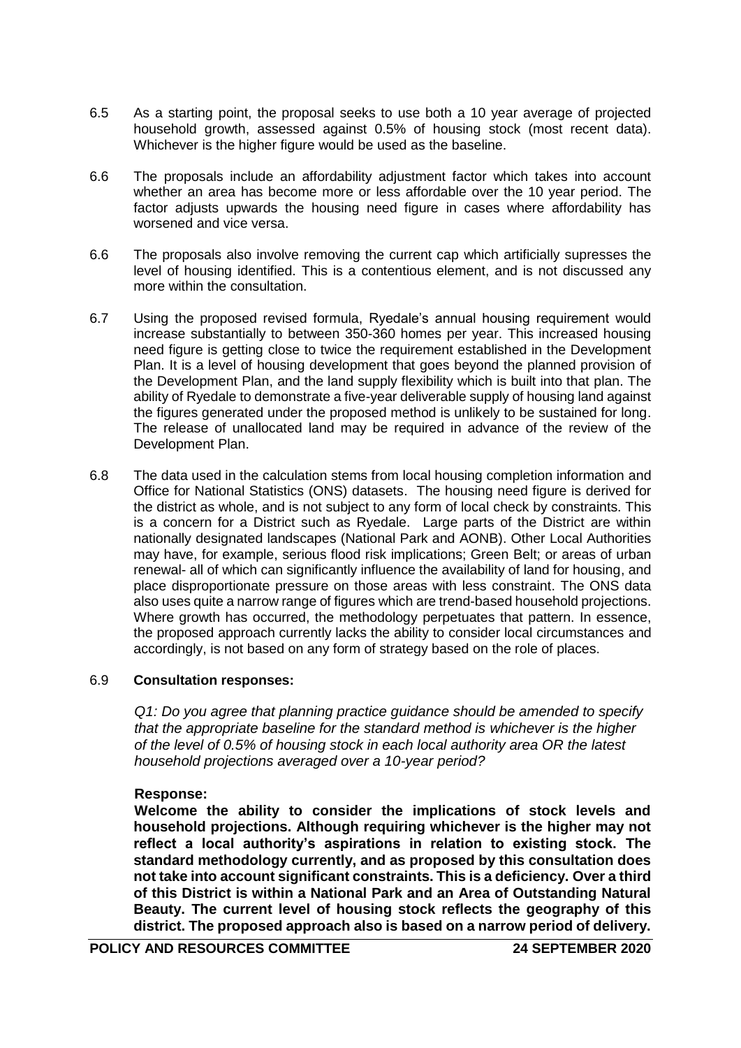6.5 As a starting point, the proposal seeks to use both a 10 year average of projected household growth, assessed against 0.5% of housing stock (most recent data). Whichever is the higher figure would be used as the baseline.

6.6 The proposals include an affordability adjustment factor which takes into account whether an area has become more or less affordable over the 10 year period. The factor adjusts upwards the housing need figure in cases where affordability has worsened and vice versa.

6.6 The proposals also involve removing the current cap which artificially supresses the level of housing identified. This is a contentious element, and is not discussed any more within the consultation.

6.7 Using the proposed revised formula, Ryedale's annual housing requirement would increase substantially to between 350-360 homes per year. This increased housing need figure is getting close to twice the requirement established in the Development Plan. It is a level of housing development that goes beyond the planned provision of the Development Plan, and the land supply flexibility which is built into that plan. The ability of Ryedale to demonstrate a five-year deliverable supply of housing land against the figures generated under the proposed method is unlikely to be sustained for long. The release of unallocated land may be required in advance of the review of the Development Plan.

6.8 The data used in the calculation stems from local housing completion information and Office for National Statistics (ONS) datasets. The housing need figure is derived for the district as whole, and is not subject to any form of local check by constraints. This is a concern for a District such as Ryedale. Large parts of the District are within nationally designated landscapes (National Park and AONB). Other Local Authorities may have, for example, serious flood risk implications; Green Belt; or areas of urban renewal- all of which can significantly influence the availability of land for housing, and place disproportionate pressure on those areas with less constraint. The ONS data also uses quite a narrow range of figures which are trend-based household projections. Where growth has occurred, the methodology perpetuates that pattern. In essence, the proposed approach currently lacks the ability to consider local circumstances and accordingly, is not based on any form of strategy based on the role of places.

6.9 **Consultation responses:**

*Q1: Do you agree that planning practice guidance should be amended to specify that the appropriate baseline for the standard method is whichever is the higher of the level of 0.5% of housing stock in each local authority area OR the latest household projections averaged over a 10-year period?*

**Response:**

**Welcome the ability to consider the implications of stock levels and household projections. Although requiring whichever is the higher may not reflect a local authority's aspirations in relation to existing stock. The standard methodology currently, and as proposed by this consultation does not take into account significant constraints. This is a deficiency. Over a third of this District is within a National Park and an Area of Outstanding Natural Beauty. The current level of housing stock reflects the geography of this district. The proposed approach also is based on a narrow period of delivery.**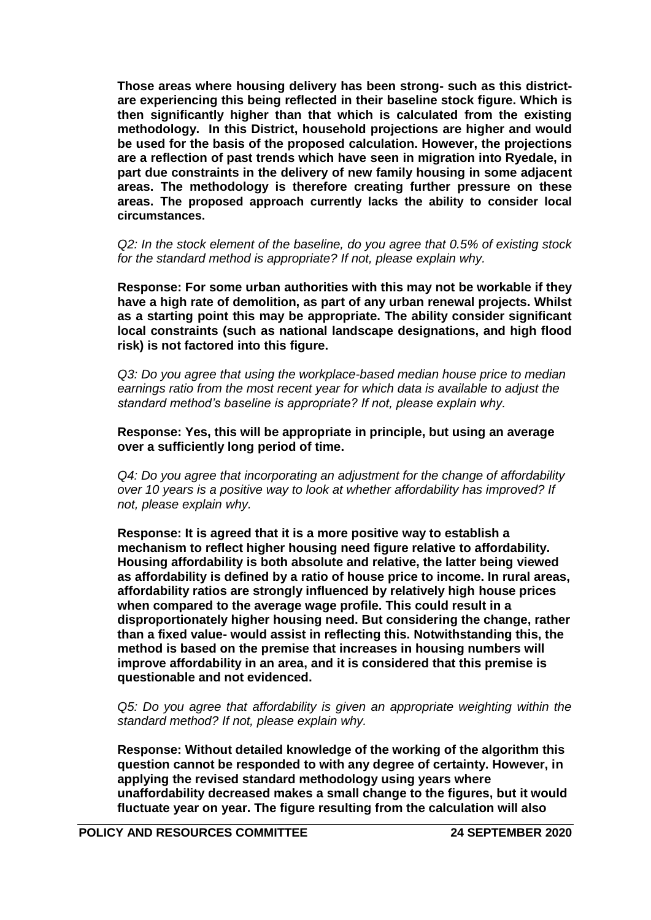**Those areas where housing delivery has been strong- such as this district-are experiencing this being reflected in their baseline stock figure. Which is then significantly higher than that which is calculated from the existing methodology. In this District, household projections are higher and would be used for the basis of the proposed calculation. However, the projections are a reflection of past trends which have seen in migration into Ryedale, in part due constraints in the delivery of new family housing in some adjacent areas. The methodology is therefore creating further pressure on these areas. The proposed approach currently lacks the ability to consider local circumstances.**

*Q2: In the stock element of the baseline, do you agree that 0.5% of existing stock for the standard method is appropriate? If not, please explain why.*

**Response: For some urban authorities with this may not be workable if they have a high rate of demolition, as part of any urban renewal projects. Whilst as a starting point this may be appropriate. The ability consider significant local constraints (such as national landscape designations, and high flood risk) is not factored into this figure.**

*Q3: Do you agree that using the workplace-based median house price to median earnings ratio from the most recent year for which data is available to adjust the standard method's baseline is appropriate? If not, please explain why.*

**Response: Yes, this will be appropriate in principle, but using an average over a sufficiently long period of time.**

*Q4: Do you agree that incorporating an adjustment for the change of affordability over 10 years is a positive way to look at whether affordability has improved? If not, please explain why.*

**Response: It is agreed that it is a more positive way to establish a mechanism to reflect higher housing need figure relative to affordability. Housing affordability is both absolute and relative, the latter being viewed as affordability is defined by a ratio of house price to income. In rural areas, affordability ratios are strongly influenced by relatively high house prices when compared to the average wage profile. This could result in a disproportionately higher housing need. But considering the change, rather than a fixed value- would assist in reflecting this. Notwithstanding this, the method is based on the premise that increases in housing numbers will improve affordability in an area, and it is considered that this premise is questionable and not evidenced.**

*Q5: Do you agree that affordability is given an appropriate weighting within the standard method? If not, please explain why.*

**Response: Without detailed knowledge of the working of the algorithm this question cannot be responded to with any degree of certainty. However, in applying the revised standard methodology using years where unaffordability decreased makes a small change to the figures, but it would fluctuate year on year. The figure resulting from the calculation will also**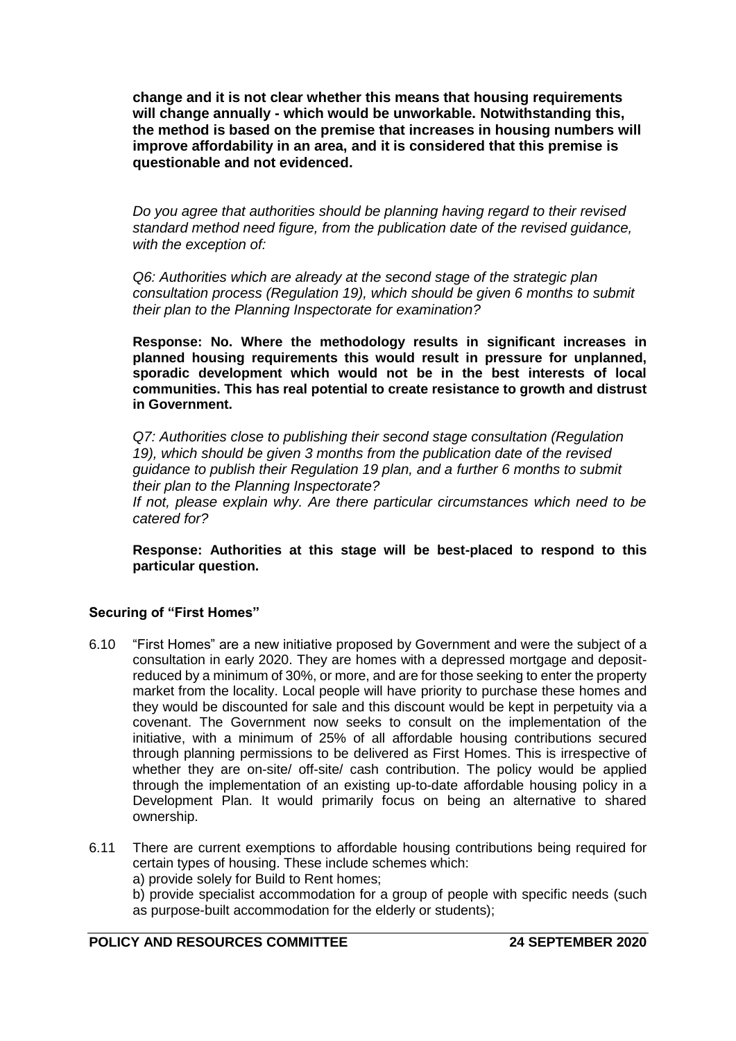**change and it is not clear whether this means that housing requirements will change annually - which would be unworkable. Notwithstanding this, the method is based on the premise that increases in housing numbers will improve affordability in an area, and it is considered that this premise is questionable and not evidenced.**

*Do you agree that authorities should be planning having regard to their revised standard method need figure, from the publication date of the revised guidance, with the exception of:*

*Q6: Authorities which are already at the second stage of the strategic plan consultation process (Regulation 19), which should be given 6 months to submit their plan to the Planning Inspectorate for examination?*

**Response: No. Where the methodology results in significant increases in planned housing requirements this would result in pressure for unplanned, sporadic development which would not be in the best interests of local communities. This has real potential to create resistance to growth and distrust in Government.**

*Q7: Authorities close to publishing their second stage consultation (Regulation 19), which should be given 3 months from the publication date of the revised guidance to publish their Regulation 19 plan, and a further 6 months to submit their plan to the Planning Inspectorate?*

*If not, please explain why. Are there particular circumstances which need to be catered for?*

**Response: Authorities at this stage will be best-placed to respond to this particular question.**

### Securing of "First Homes"

6.10 "First Homes" are a new initiative proposed by Government and were the subject of a consultation in early 2020. They are homes with a depressed mortgage and deposit-reduced by a minimum of 30%, or more, and are for those seeking to enter the property market from the locality. Local people will have priority to purchase these homes and they would be discounted for sale and this discount would be kept in perpetuity via a covenant. The Government now seeks to consult on the implementation of the initiative, with a minimum of 25% of all affordable housing contributions secured through planning permissions to be delivered as First Homes. This is irrespective of whether they are on-site/ off-site/ cash contribution. The policy would be applied through the implementation of an existing up-to-date affordable housing policy in a Development Plan. It would primarily focus on being an alternative to shared ownership.

6.11 There are current exemptions to affordable housing contributions being required for certain types of housing. These include schemes which:

a) provide solely for Build to Rent homes;

b) provide specialist accommodation for a group of people with specific needs (such as purpose-built accommodation for the elderly or students);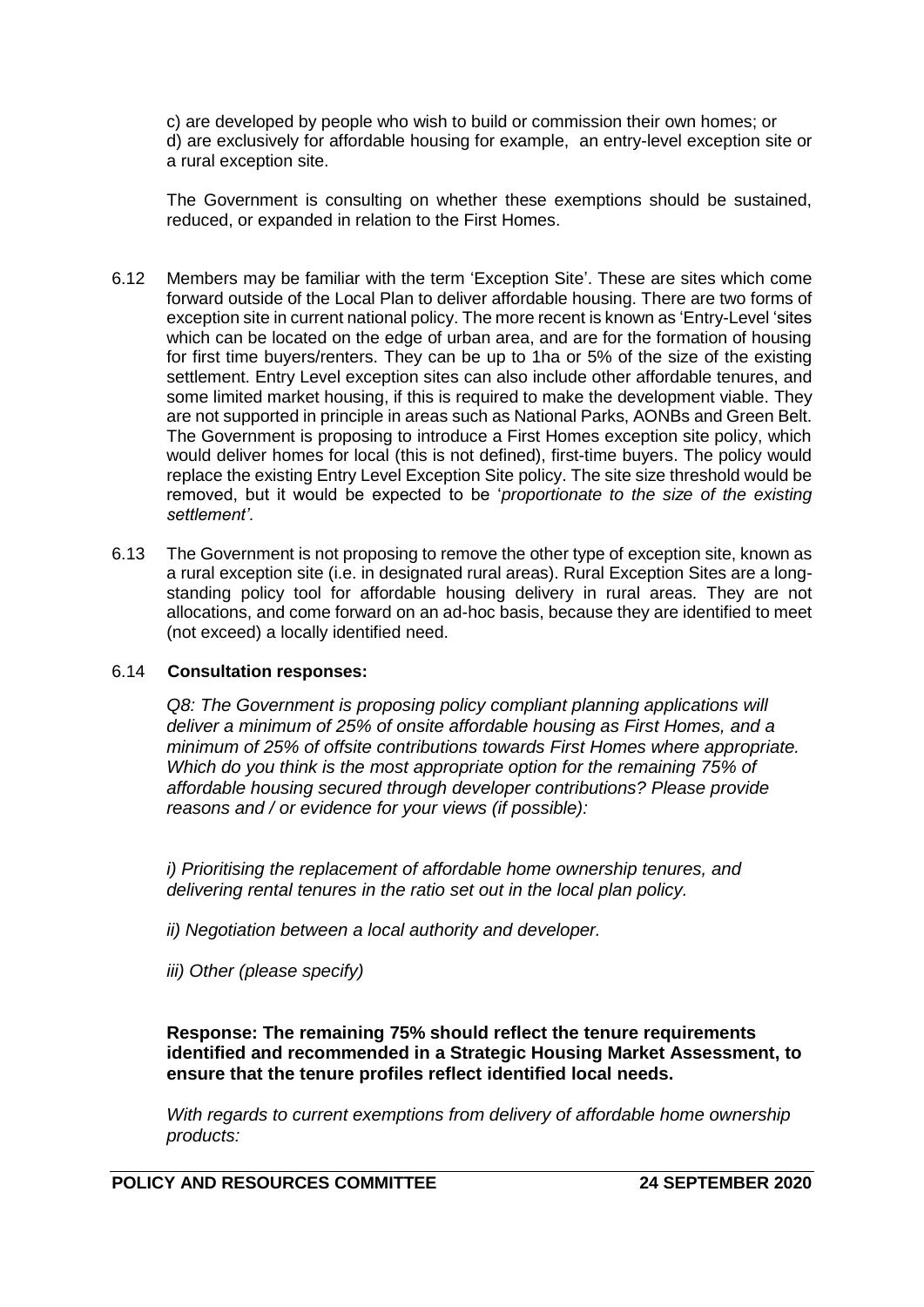c) are developed by people who wish to build or commission their own homes; or
d) are exclusively for affordable housing for example, an entry-level exception site or a rural exception site.

The Government is consulting on whether these exemptions should be sustained, reduced, or expanded in relation to the First Homes.

6.12 Members may be familiar with the term 'Exception Site'. These are sites which come forward outside of the Local Plan to deliver affordable housing. There are two forms of exception site in current national policy. The more recent is known as 'Entry-Level 'sites which can be located on the edge of urban area, and are for the formation of housing for first time buyers/renters. They can be up to 1ha or 5% of the size of the existing settlement. Entry Level exception sites can also include other affordable tenures, and some limited market housing, if this is required to make the development viable. They are not supported in principle in areas such as National Parks, AONBs and Green Belt. The Government is proposing to introduce a First Homes exception site policy, which would deliver homes for local (this is not defined), first-time buyers. The policy would replace the existing Entry Level Exception Site policy. The site size threshold would be removed, but it would be expected to be '*proportionate to the size of the existing settlement'*.

6.13 The Government is not proposing to remove the other type of exception site, known as a rural exception site (i.e. in designated rural areas). Rural Exception Sites are a long-standing policy tool for affordable housing delivery in rural areas. They are not allocations, and come forward on an ad-hoc basis, because they are identified to meet (not exceed) a locally identified need.

6.14 **Consultation responses:**

*Q8: The Government is proposing policy compliant planning applications will deliver a minimum of 25% of onsite affordable housing as First Homes, and a minimum of 25% of offsite contributions towards First Homes where appropriate. Which do you think is the most appropriate option for the remaining 75% of affordable housing secured through developer contributions? Please provide reasons and / or evidence for your views (if possible):*

*i) Prioritising the replacement of affordable home ownership tenures, and delivering rental tenures in the ratio set out in the local plan policy.*

*ii) Negotiation between a local authority and developer.*

*iii) Other (please specify)*

**Response: The remaining 75% should reflect the tenure requirements identified and recommended in a Strategic Housing Market Assessment, to ensure that the tenure profiles reflect identified local needs.**

*With regards to current exemptions from delivery of affordable home ownership products:*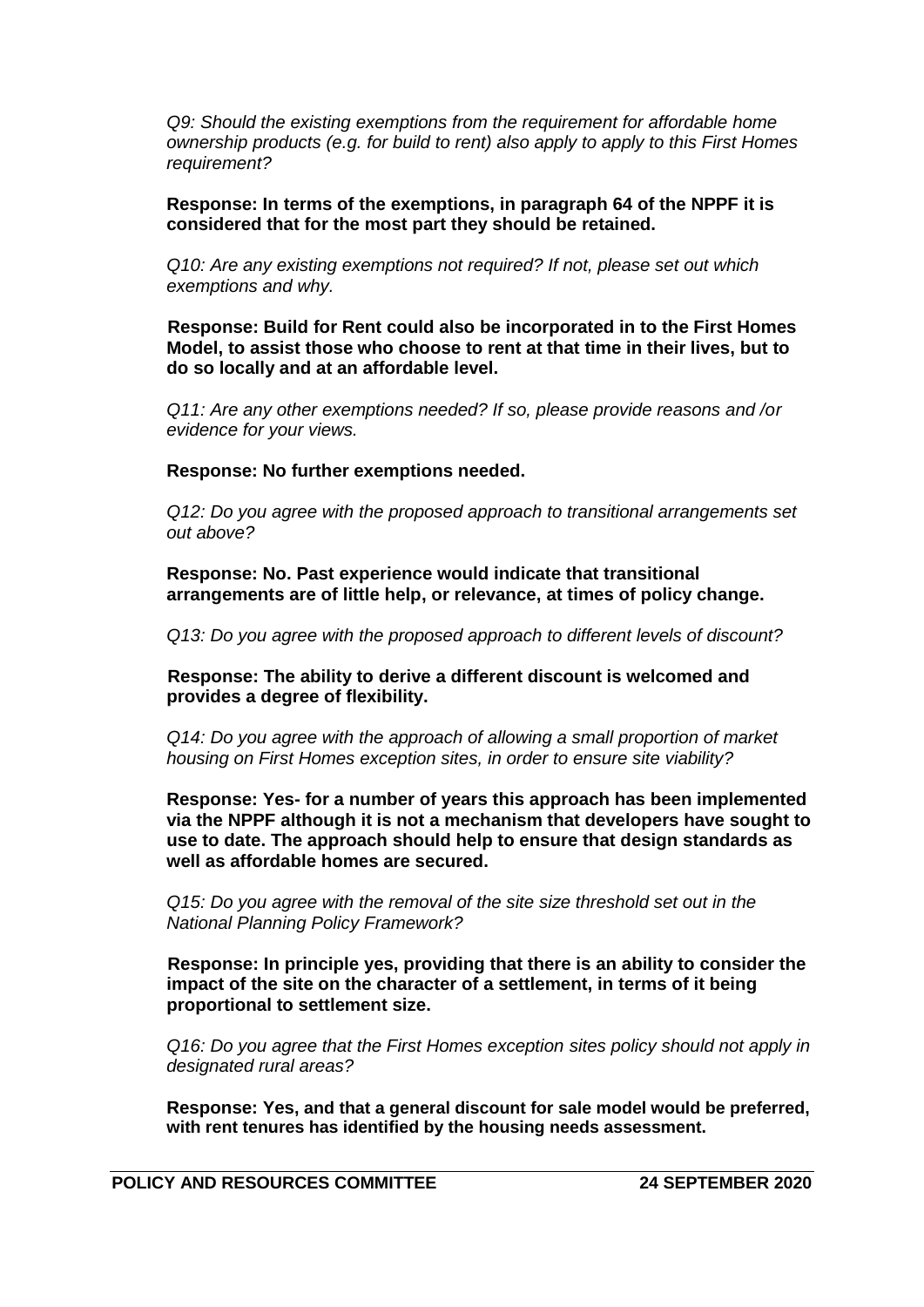*Q9: Should the existing exemptions from the requirement for affordable home ownership products (e.g. for build to rent) also apply to apply to this First Homes requirement?*

**Response: In terms of the exemptions, in paragraph 64 of the NPPF it is considered that for the most part they should be retained.**

*Q10: Are any existing exemptions not required? If not, please set out which exemptions and why.*

**Response: Build for Rent could also be incorporated in to the First Homes Model, to assist those who choose to rent at that time in their lives, but to do so locally and at an affordable level.**

*Q11: Are any other exemptions needed? If so, please provide reasons and /or evidence for your views.*

**Response: No further exemptions needed.**

*Q12: Do you agree with the proposed approach to transitional arrangements set out above?*

**Response: No. Past experience would indicate that transitional arrangements are of little help, or relevance, at times of policy change.**

*Q13: Do you agree with the proposed approach to different levels of discount?*

**Response: The ability to derive a different discount is welcomed and provides a degree of flexibility.**

*Q14: Do you agree with the approach of allowing a small proportion of market housing on First Homes exception sites, in order to ensure site viability?*

**Response: Yes- for a number of years this approach has been implemented via the NPPF although it is not a mechanism that developers have sought to use to date. The approach should help to ensure that design standards as well as affordable homes are secured.**

*Q15: Do you agree with the removal of the site size threshold set out in the National Planning Policy Framework?*

**Response: In principle yes, providing that there is an ability to consider the impact of the site on the character of a settlement, in terms of it being proportional to settlement size.**

*Q16: Do you agree that the First Homes exception sites policy should not apply in designated rural areas?*

**Response: Yes, and that a general discount for sale model would be preferred, with rent tenures has identified by the housing needs assessment.**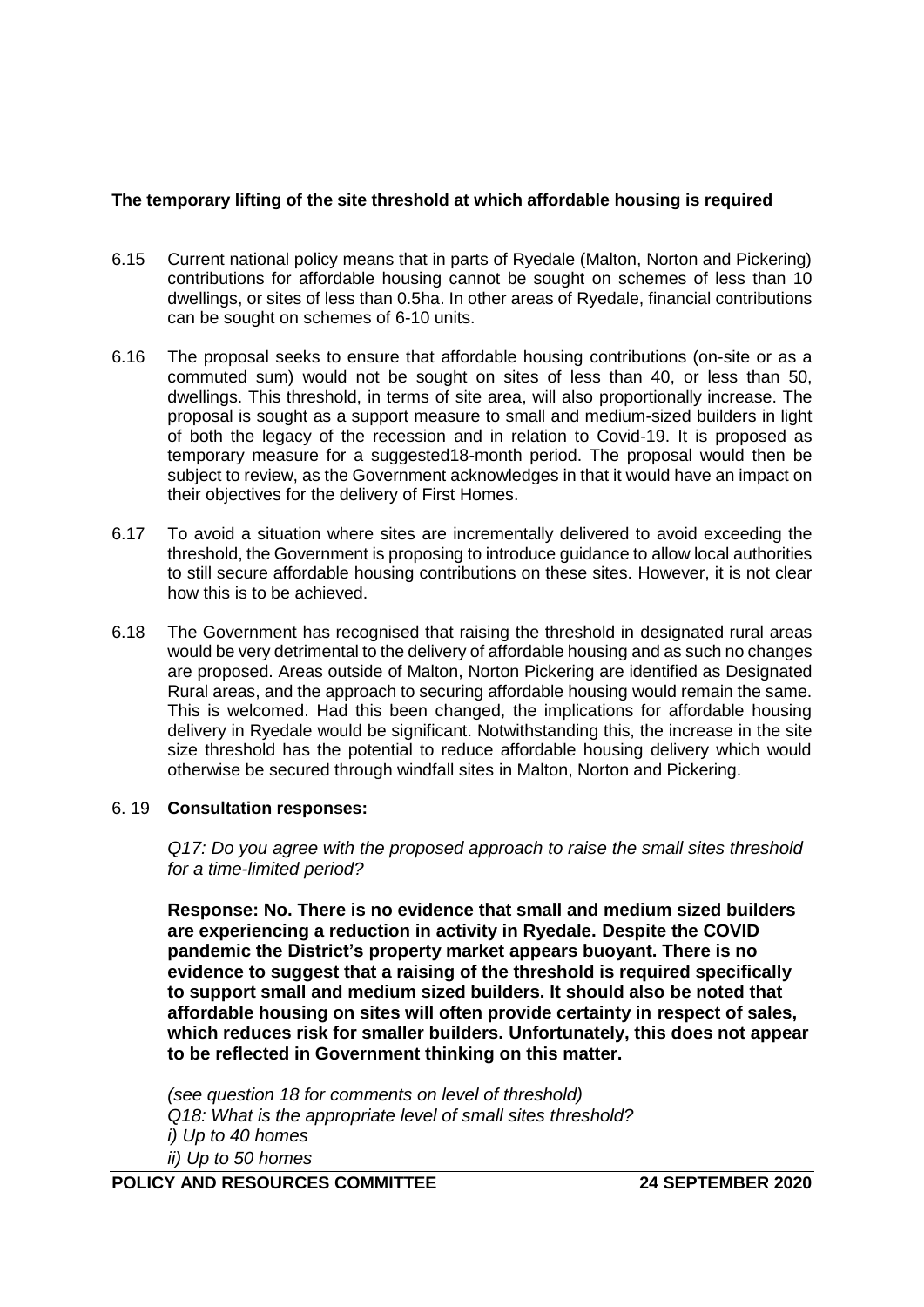**The temporary lifting of the site threshold at which affordable housing is required**

6.15 Current national policy means that in parts of Ryedale (Malton, Norton and Pickering) contributions for affordable housing cannot be sought on schemes of less than 10 dwellings, or sites of less than 0.5ha. In other areas of Ryedale, financial contributions can be sought on schemes of 6-10 units.

6.16 The proposal seeks to ensure that affordable housing contributions (on-site or as a commuted sum) would not be sought on sites of less than 40, or less than 50, dwellings. This threshold, in terms of site area, will also proportionally increase. The proposal is sought as a support measure to small and medium-sized builders in light of both the legacy of the recession and in relation to Covid-19. It is proposed as temporary measure for a suggested18-month period. The proposal would then be subject to review, as the Government acknowledges in that it would have an impact on their objectives for the delivery of First Homes.

6.17 To avoid a situation where sites are incrementally delivered to avoid exceeding the threshold, the Government is proposing to introduce guidance to allow local authorities to still secure affordable housing contributions on these sites. However, it is not clear how this is to be achieved.

6.18 The Government has recognised that raising the threshold in designated rural areas would be very detrimental to the delivery of affordable housing and as such no changes are proposed. Areas outside of Malton, Norton Pickering are identified as Designated Rural areas, and the approach to securing affordable housing would remain the same. This is welcomed. Had this been changed, the implications for affordable housing delivery in Ryedale would be significant. Notwithstanding this, the increase in the site size threshold has the potential to reduce affordable housing delivery which would otherwise be secured through windfall sites in Malton, Norton and Pickering.

6.19 **Consultation responses:**

*Q17: Do you agree with the proposed approach to raise the small sites threshold for a time-limited period?*

**Response: No. There is no evidence that small and medium sized builders are experiencing a reduction in activity in Ryedale. Despite the COVID pandemic the District's property market appears buoyant. There is no evidence to suggest that a raising of the threshold is required specifically to support small and medium sized builders. It should also be noted that affordable housing on sites will often provide certainty in respect of sales, which reduces risk for smaller builders. Unfortunately, this does not appear to be reflected in Government thinking on this matter.**

*(see question 18 for comments on level of threshold)*
*Q18: What is the appropriate level of small sites threshold?*
*i) Up to 40 homes*
*ii) Up to 50 homes*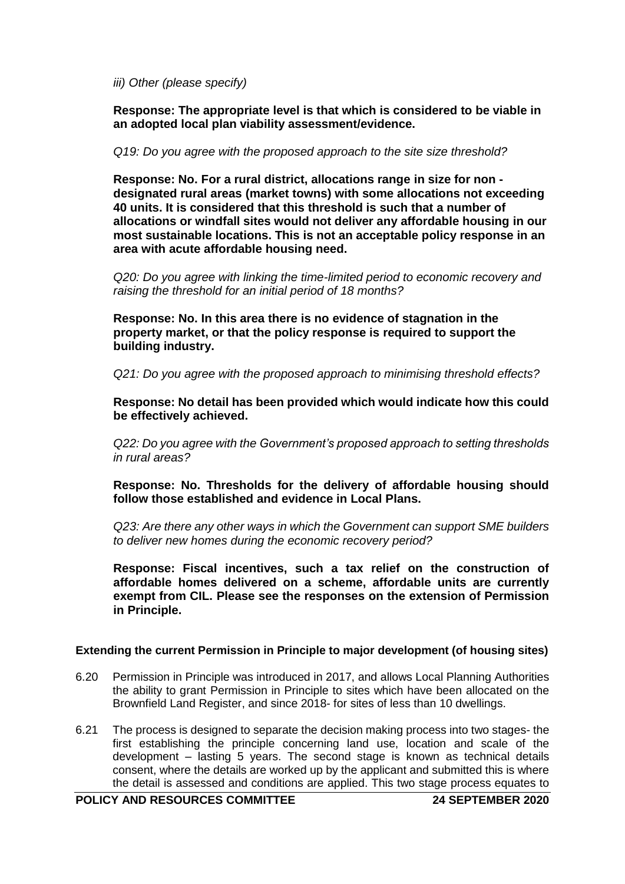*iii) Other (please specify)*

**Response: The appropriate level is that which is considered to be viable in an adopted local plan viability assessment/evidence.**

*Q19: Do you agree with the proposed approach to the site size threshold?*

**Response: No. For a rural district, allocations range in size for non - designated rural areas (market towns) with some allocations not exceeding 40 units. It is considered that this threshold is such that a number of allocations or windfall sites would not deliver any affordable housing in our most sustainable locations. This is not an acceptable policy response in an area with acute affordable housing need.**

*Q20: Do you agree with linking the time-limited period to economic recovery and raising the threshold for an initial period of 18 months?*

**Response: No. In this area there is no evidence of stagnation in the property market, or that the policy response is required to support the building industry.**

*Q21: Do you agree with the proposed approach to minimising threshold effects?*

**Response: No detail has been provided which would indicate how this could be effectively achieved.**

*Q22: Do you agree with the Government's proposed approach to setting thresholds in rural areas?*

**Response: No. Thresholds for the delivery of affordable housing should follow those established and evidence in Local Plans.**

*Q23: Are there any other ways in which the Government can support SME builders to deliver new homes during the economic recovery period?*

**Response: Fiscal incentives, such a tax relief on the construction of affordable homes delivered on a scheme, affordable units are currently exempt from CIL. Please see the responses on the extension of Permission in Principle.**

**Extending the current Permission in Principle to major development (of housing sites)**

6.20 Permission in Principle was introduced in 2017, and allows Local Planning Authorities the ability to grant Permission in Principle to sites which have been allocated on the Brownfield Land Register, and since 2018- for sites of less than 10 dwellings.

6.21 The process is designed to separate the decision making process into two stages- the first establishing the principle concerning land use, location and scale of the development – lasting 5 years. The second stage is known as technical details consent, where the details are worked up by the applicant and submitted this is where the detail is assessed and conditions are applied. This two stage process equates to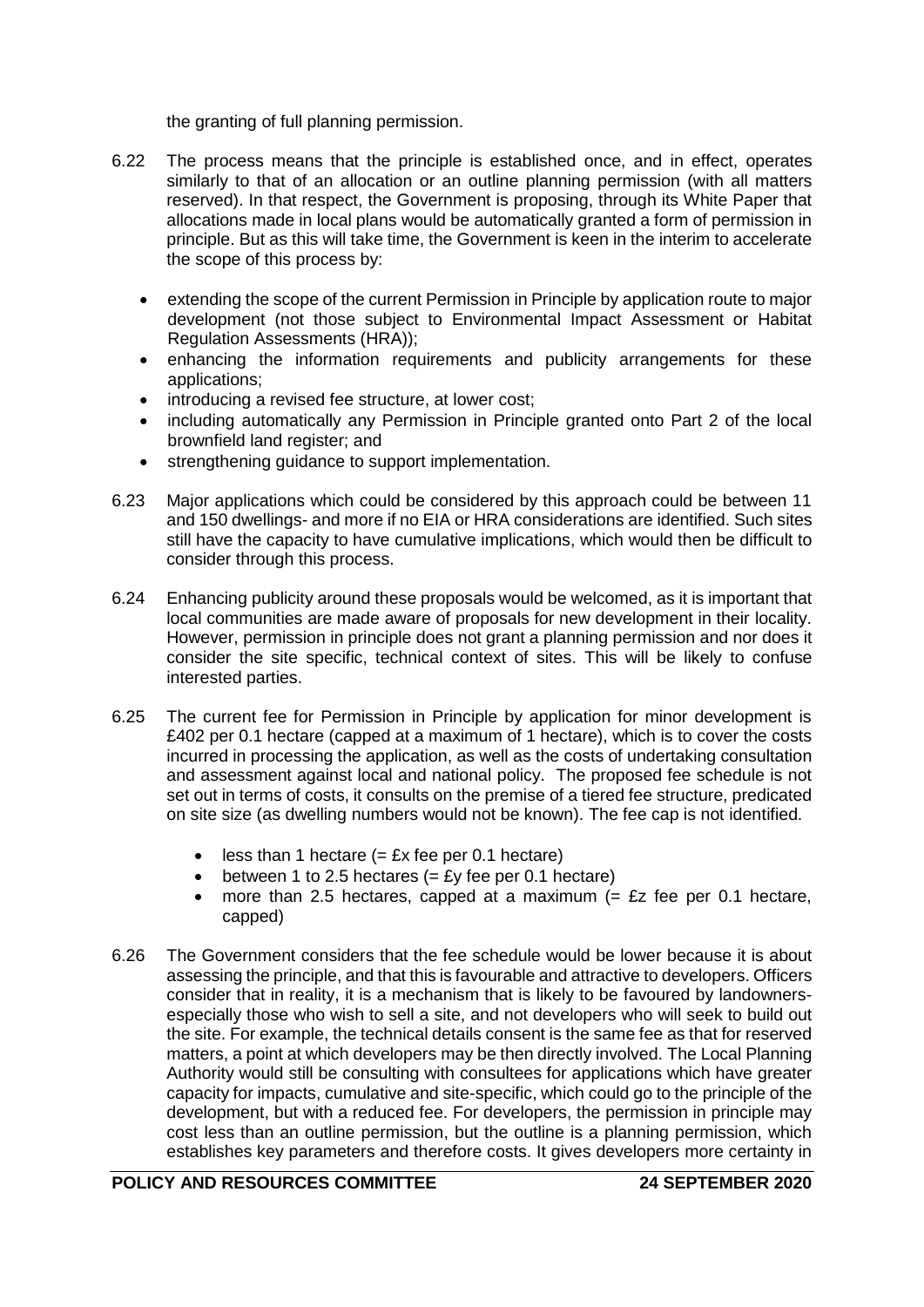the granting of full planning permission.

6.22 The process means that the principle is established once, and in effect, operates similarly to that of an allocation or an outline planning permission (with all matters reserved). In that respect, the Government is proposing, through its White Paper that allocations made in local plans would be automatically granted a form of permission in principle. But as this will take time, the Government is keen in the interim to accelerate the scope of this process by:

- extending the scope of the current Permission in Principle by application route to major development (not those subject to Environmental Impact Assessment or Habitat Regulation Assessments (HRA));
- enhancing the information requirements and publicity arrangements for these applications;
- introducing a revised fee structure, at lower cost;
- including automatically any Permission in Principle granted onto Part 2 of the local brownfield land register; and
- strengthening guidance to support implementation.

6.23 Major applications which could be considered by this approach could be between 11 and 150 dwellings- and more if no EIA or HRA considerations are identified. Such sites still have the capacity to have cumulative implications, which would then be difficult to consider through this process.

6.24 Enhancing publicity around these proposals would be welcomed, as it is important that local communities are made aware of proposals for new development in their locality. However, permission in principle does not grant a planning permission and nor does it consider the site specific, technical context of sites. This will be likely to confuse interested parties.

6.25 The current fee for Permission in Principle by application for minor development is £402 per 0.1 hectare (capped at a maximum of 1 hectare), which is to cover the costs incurred in processing the application, as well as the costs of undertaking consultation and assessment against local and national policy. The proposed fee schedule is not set out in terms of costs, it consults on the premise of a tiered fee structure, predicated on site size (as dwelling numbers would not be known). The fee cap is not identified.

- less than 1 hectare (= £x fee per 0.1 hectare)
- between 1 to 2.5 hectares (= £y fee per 0.1 hectare)
- more than 2.5 hectares, capped at a maximum (= £z fee per 0.1 hectare, capped)

6.26 The Government considers that the fee schedule would be lower because it is about assessing the principle, and that this is favourable and attractive to developers. Officers consider that in reality, it is a mechanism that is likely to be favoured by landowners- especially those who wish to sell a site, and not developers who will seek to build out the site. For example, the technical details consent is the same fee as that for reserved matters, a point at which developers may be then directly involved. The Local Planning Authority would still be consulting with consultees for applications which have greater capacity for impacts, cumulative and site-specific, which could go to the principle of the development, but with a reduced fee. For developers, the permission in principle may cost less than an outline permission, but the outline is a planning permission, which establishes key parameters and therefore costs. It gives developers more certainty in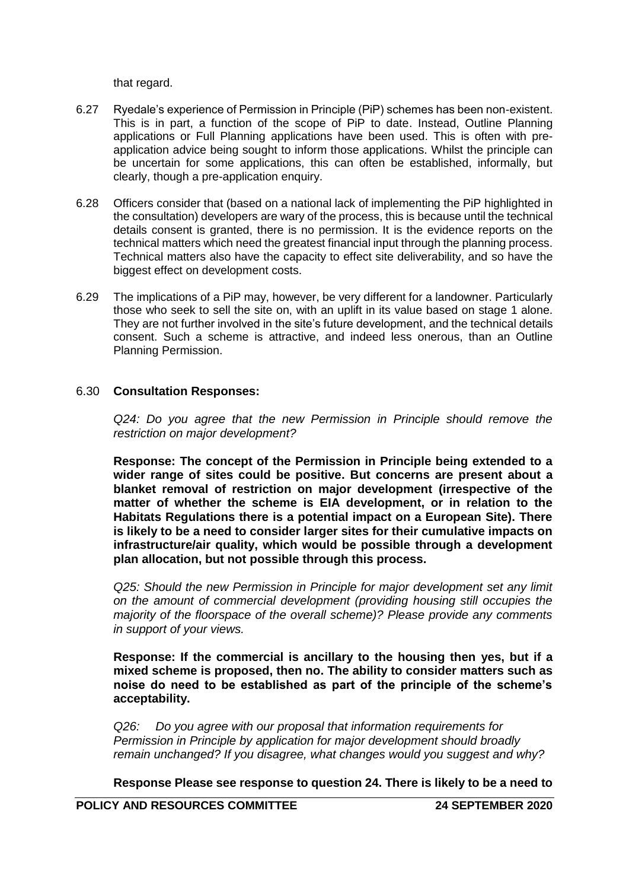that regard.

6.27 Ryedale's experience of Permission in Principle (PiP) schemes has been non-existent. This is in part, a function of the scope of PiP to date. Instead, Outline Planning applications or Full Planning applications have been used. This is often with pre-application advice being sought to inform those applications. Whilst the principle can be uncertain for some applications, this can often be established, informally, but clearly, though a pre-application enquiry.

6.28 Officers consider that (based on a national lack of implementing the PiP highlighted in the consultation) developers are wary of the process, this is because until the technical details consent is granted, there is no permission. It is the evidence reports on the technical matters which need the greatest financial input through the planning process. Technical matters also have the capacity to effect site deliverability, and so have the biggest effect on development costs.

6.29 The implications of a PiP may, however, be very different for a landowner. Particularly those who seek to sell the site on, with an uplift in its value based on stage 1 alone. They are not further involved in the site's future development, and the technical details consent. Such a scheme is attractive, and indeed less onerous, than an Outline Planning Permission.

6.30 **Consultation Responses:**

*Q24: Do you agree that the new Permission in Principle should remove the restriction on major development?*

**Response: The concept of the Permission in Principle being extended to a wider range of sites could be positive. But concerns are present about a blanket removal of restriction on major development (irrespective of the matter of whether the scheme is EIA development, or in relation to the Habitats Regulations there is a potential impact on a European Site). There is likely to be a need to consider larger sites for their cumulative impacts on infrastructure/air quality, which would be possible through a development plan allocation, but not possible through this process.**

*Q25: Should the new Permission in Principle for major development set any limit on the amount of commercial development (providing housing still occupies the majority of the floorspace of the overall scheme)? Please provide any comments in support of your views.*

**Response: If the commercial is ancillary to the housing then yes, but if a mixed scheme is proposed, then no. The ability to consider matters such as noise do need to be established as part of the principle of the scheme's acceptability.**

*Q26: Do you agree with our proposal that information requirements for Permission in Principle by application for major development should broadly remain unchanged? If you disagree, what changes would you suggest and why?*

**Response Please see response to question 24. There is likely to be a need to**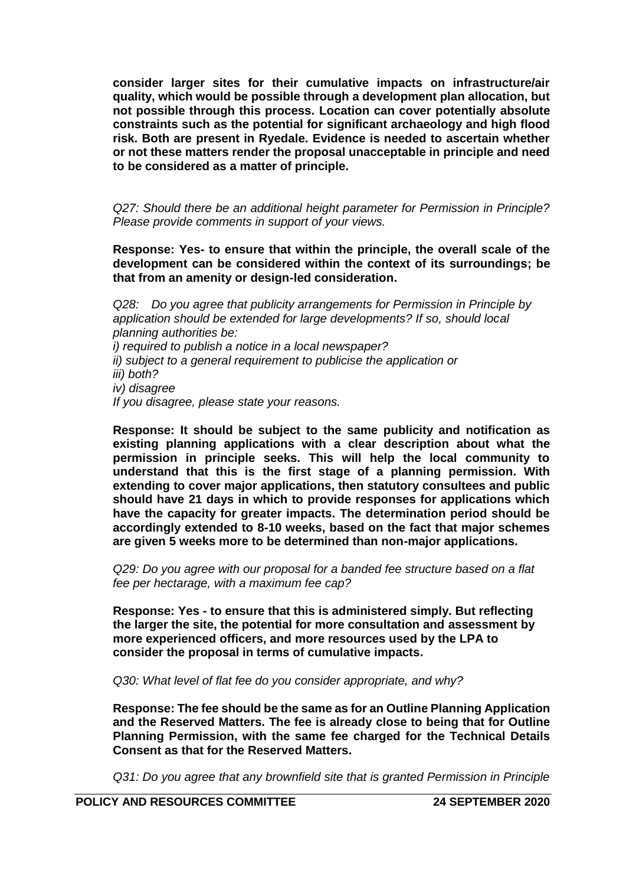**consider larger sites for their cumulative impacts on infrastructure/air quality, which would be possible through a development plan allocation, but not possible through this process. Location can cover potentially absolute constraints such as the potential for significant archaeology and high flood risk. Both are present in Ryedale. Evidence is needed to ascertain whether or not these matters render the proposal unacceptable in principle and need to be considered as a matter of principle.**

*Q27: Should there be an additional height parameter for Permission in Principle? Please provide comments in support of your views.*

**Response: Yes- to ensure that within the principle, the overall scale of the development can be considered within the context of its surroundings; be that from an amenity or design-led consideration.**

*Q28: Do you agree that publicity arrangements for Permission in Principle by application should be extended for large developments? If so, should local planning authorities be:*
*i) required to publish a notice in a local newspaper?*
*ii) subject to a general requirement to publicise the application or*
*iii) both?*
*iv) disagree*
*If you disagree, please state your reasons.*

**Response: It should be subject to the same publicity and notification as existing planning applications with a clear description about what the permission in principle seeks. This will help the local community to understand that this is the first stage of a planning permission. With extending to cover major applications, then statutory consultees and public should have 21 days in which to provide responses for applications which have the capacity for greater impacts. The determination period should be accordingly extended to 8-10 weeks, based on the fact that major schemes are given 5 weeks more to be determined than non-major applications.**

*Q29: Do you agree with our proposal for a banded fee structure based on a flat fee per hectarage, with a maximum fee cap?*

**Response: Yes - to ensure that this is administered simply. But reflecting the larger the site, the potential for more consultation and assessment by more experienced officers, and more resources used by the LPA to consider the proposal in terms of cumulative impacts.**

*Q30: What level of flat fee do you consider appropriate, and why?*

**Response: The fee should be the same as for an Outline Planning Application and the Reserved Matters. The fee is already close to being that for Outline Planning Permission, with the same fee charged for the Technical Details Consent as that for the Reserved Matters.**

*Q31: Do you agree that any brownfield site that is granted Permission in Principle*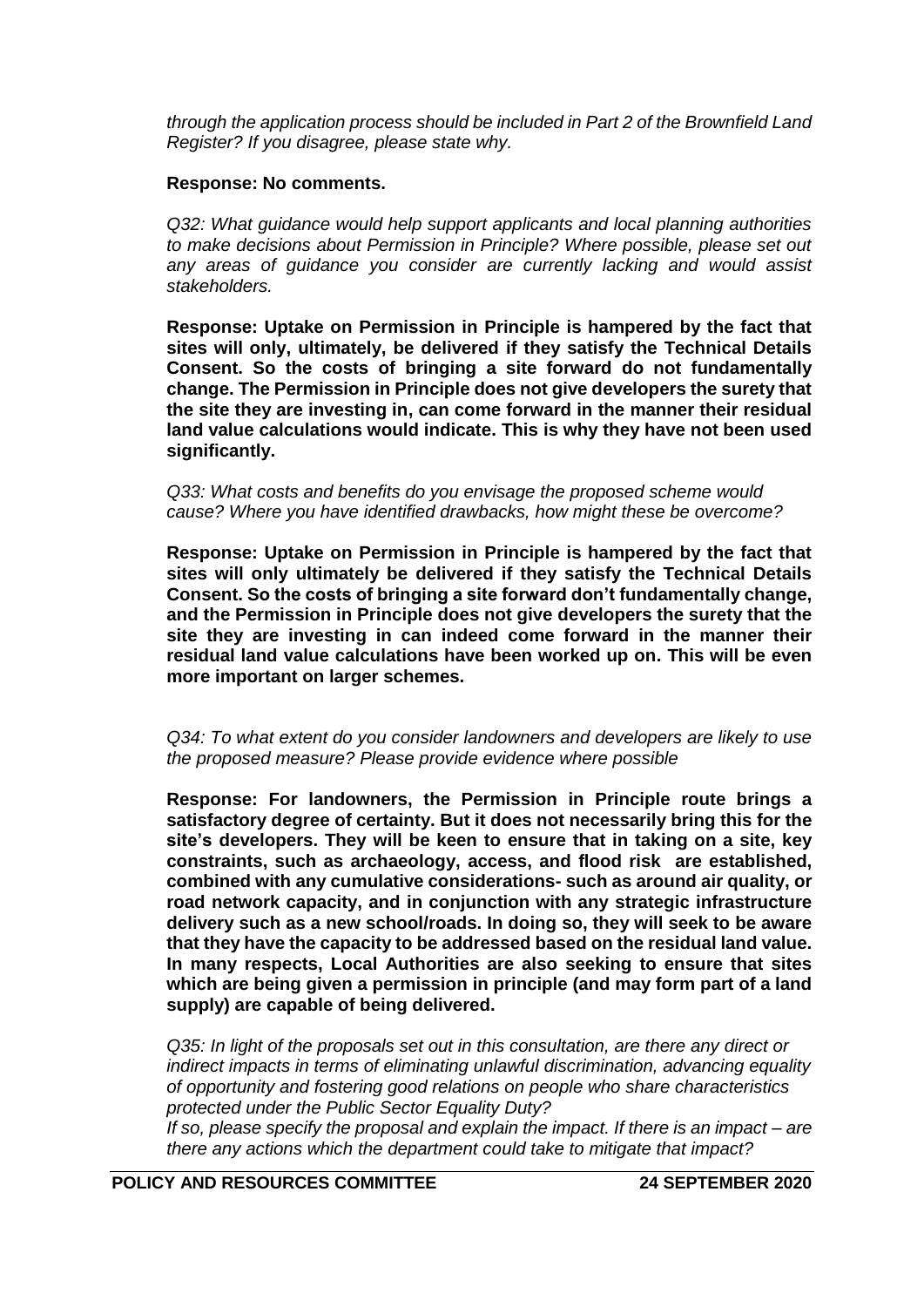*through the application process should be included in Part 2 of the Brownfield Land Register? If you disagree, please state why.*

**Response: No comments.**

*Q32: What guidance would help support applicants and local planning authorities to make decisions about Permission in Principle? Where possible, please set out any areas of guidance you consider are currently lacking and would assist stakeholders.*

**Response: Uptake on Permission in Principle is hampered by the fact that sites will only, ultimately, be delivered if they satisfy the Technical Details Consent. So the costs of bringing a site forward do not fundamentally change. The Permission in Principle does not give developers the surety that the site they are investing in, can come forward in the manner their residual land value calculations would indicate. This is why they have not been used significantly.**

*Q33: What costs and benefits do you envisage the proposed scheme would cause? Where you have identified drawbacks, how might these be overcome?*

**Response: Uptake on Permission in Principle is hampered by the fact that sites will only ultimately be delivered if they satisfy the Technical Details Consent. So the costs of bringing a site forward don't fundamentally change, and the Permission in Principle does not give developers the surety that the site they are investing in can indeed come forward in the manner their residual land value calculations have been worked up on. This will be even more important on larger schemes.**

*Q34: To what extent do you consider landowners and developers are likely to use the proposed measure? Please provide evidence where possible*

**Response: For landowners, the Permission in Principle route brings a satisfactory degree of certainty. But it does not necessarily bring this for the site's developers. They will be keen to ensure that in taking on a site, key constraints, such as archaeology, access, and flood risk are established, combined with any cumulative considerations- such as around air quality, or road network capacity, and in conjunction with any strategic infrastructure delivery such as a new school/roads. In doing so, they will seek to be aware that they have the capacity to be addressed based on the residual land value. In many respects, Local Authorities are also seeking to ensure that sites which are being given a permission in principle (and may form part of a land supply) are capable of being delivered.**

*Q35: In light of the proposals set out in this consultation, are there any direct or indirect impacts in terms of eliminating unlawful discrimination, advancing equality of opportunity and fostering good relations on people who share characteristics protected under the Public Sector Equality Duty?*

*If so, please specify the proposal and explain the impact. If there is an impact – are there any actions which the department could take to mitigate that impact?*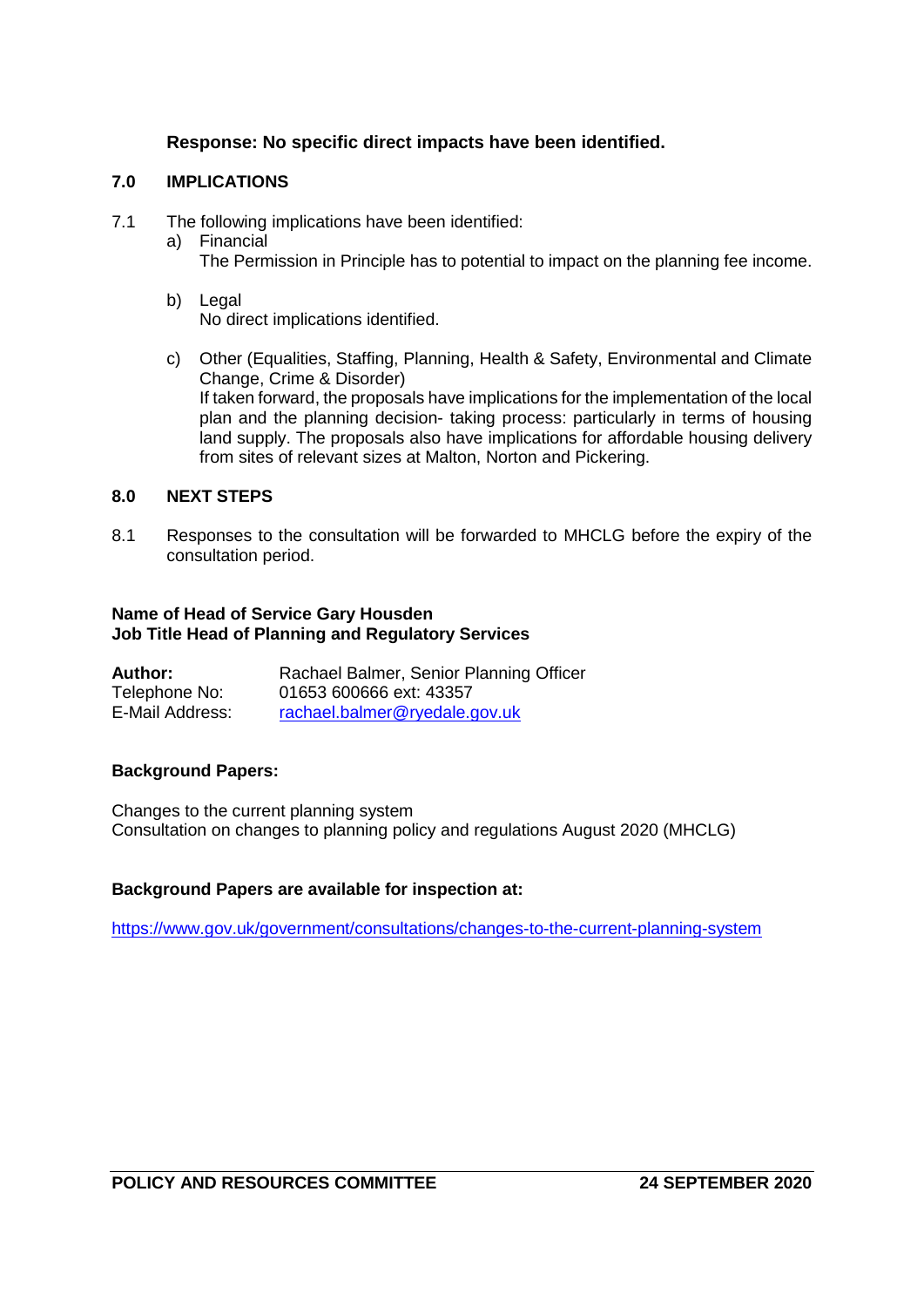**Response: No specific direct impacts have been identified.**

## 7.0 IMPLICATIONS

7.1 The following implications have been identified:

a) Financial
The Permission in Principle has to potential to impact on the planning fee income.

b) Legal
No direct implications identified.

c) Other (Equalities, Staffing, Planning, Health & Safety, Environmental and Climate Change, Crime & Disorder)
If taken forward, the proposals have implications for the implementation of the local plan and the planning decision- taking process: particularly in terms of housing land supply. The proposals also have implications for affordable housing delivery from sites of relevant sizes at Malton, Norton and Pickering.

## 8.0 NEXT STEPS

8.1 Responses to the consultation will be forwarded to MHCLG before the expiry of the consultation period.

**Name of Head of Service Gary Housden**
**Job Title Head of Planning and Regulatory Services**

| | |
|---|---|
| **Author:** | Rachael Balmer, Senior Planning Officer |
| Telephone No: | 01653 600666 ext: 43357 |
| E-Mail Address: | rachael.balmer@ryedale.gov.uk |

**Background Papers:**

Changes to the current planning system
Consultation on changes to planning policy and regulations August 2020 (MHCLG)

**Background Papers are available for inspection at:**

https://www.gov.uk/government/consultations/changes-to-the-current-planning-system